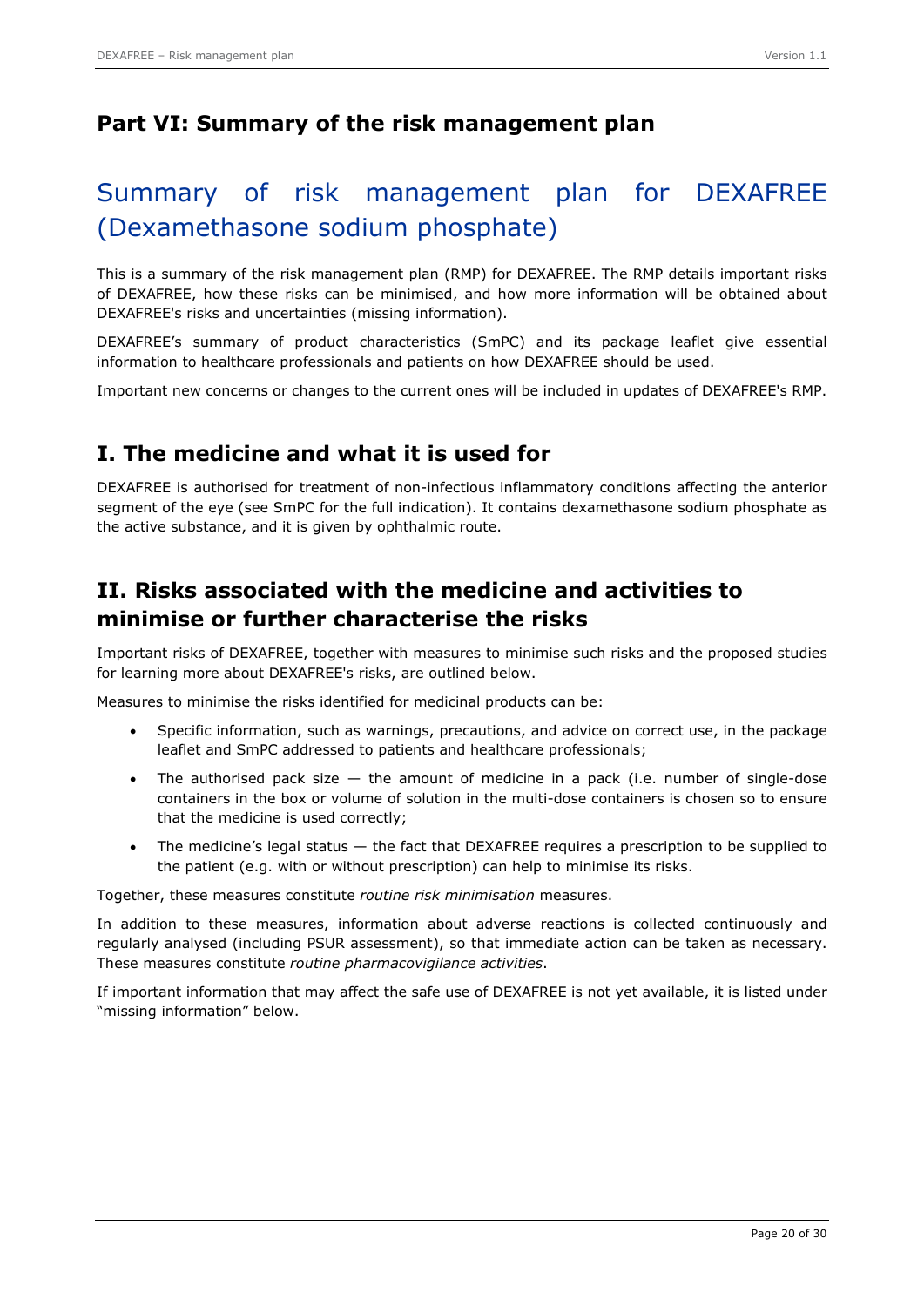# Part VI: Summary of the risk management plan

## Summary of risk management plan for DEXAFREE (Dexamethasone sodium phosphate)

This is a summary of the risk management plan (RMP) for DEXAFREE. The RMP details important risks of DEXAFREE, how these risks can be minimised, and how more information will be obtained about DEXAFREE's risks and uncertainties (missing information).

DEXAFREE's summary of product characteristics (SmPC) and its package leaflet give essential information to healthcare professionals and patients on how DEXAFREE should be used.

Important new concerns or changes to the current ones will be included in updates of DEXAFREE's RMP.

## I. The medicine and what it is used for

DEXAFREE is authorised for treatment of non-infectious inflammatory conditions affecting the anterior segment of the eye (see SmPC for the full indication). It contains dexamethasone sodium phosphate as the active substance, and it is given by ophthalmic route.

## II. Risks associated with the medicine and activities to minimise or further characterise the risks

Important risks of DEXAFREE, together with measures to minimise such risks and the proposed studies for learning more about DEXAFREE's risks, are outlined below.

Measures to minimise the risks identified for medicinal products can be:

- Specific information, such as warnings, precautions, and advice on correct use, in the package leaflet and SmPC addressed to patients and healthcare professionals;
- The authorised pack size — the amount of medicine in a pack (i.e. number of single-dose containers in the box or volume of solution in the multi-dose containers is chosen so to ensure that the medicine is used correctly;
- The medicine's legal status — the fact that DEXAFREE requires a prescription to be supplied to the patient (e.g. with or without prescription) can help to minimise its risks.

Together, these measures constitute *routine risk minimisation* measures.

In addition to these measures, information about adverse reactions is collected continuously and regularly analysed (including PSUR assessment), so that immediate action can be taken as necessary. These measures constitute *routine pharmacovigilance activities*.

If important information that may affect the safe use of DEXAFREE is not yet available, it is listed under "missing information" below.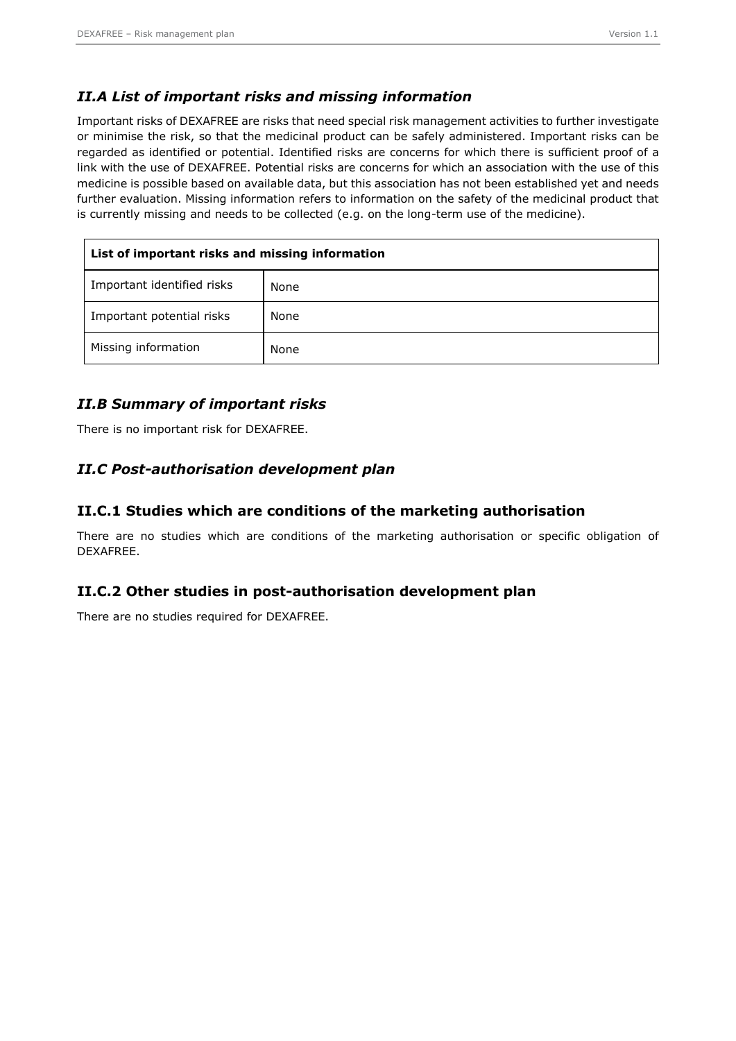## *II.A List of important risks and missing information*

Important risks of DEXAFREE are risks that need special risk management activities to further investigate or minimise the risk, so that the medicinal product can be safely administered. Important risks can be regarded as identified or potential. Identified risks are concerns for which there is sufficient proof of a link with the use of DEXAFREE. Potential risks are concerns for which an association with the use of this medicine is possible based on available data, but this association has not been established yet and needs further evaluation. Missing information refers to information on the safety of the medicinal product that is currently missing and needs to be collected (e.g. on the long-term use of the medicine).

| **List of important risks and missing information** | |
|---|---|
| Important identified risks | None |
| Important potential risks | None |
| Missing information | None |

## *II.B Summary of important risks*

There is no important risk for DEXAFREE.

## *II.C Post-authorisation development plan*

### II.C.1 Studies which are conditions of the marketing authorisation

There are no studies which are conditions of the marketing authorisation or specific obligation of DEXAFREE.

### II.C.2 Other studies in post-authorisation development plan

There are no studies required for DEXAFREE.